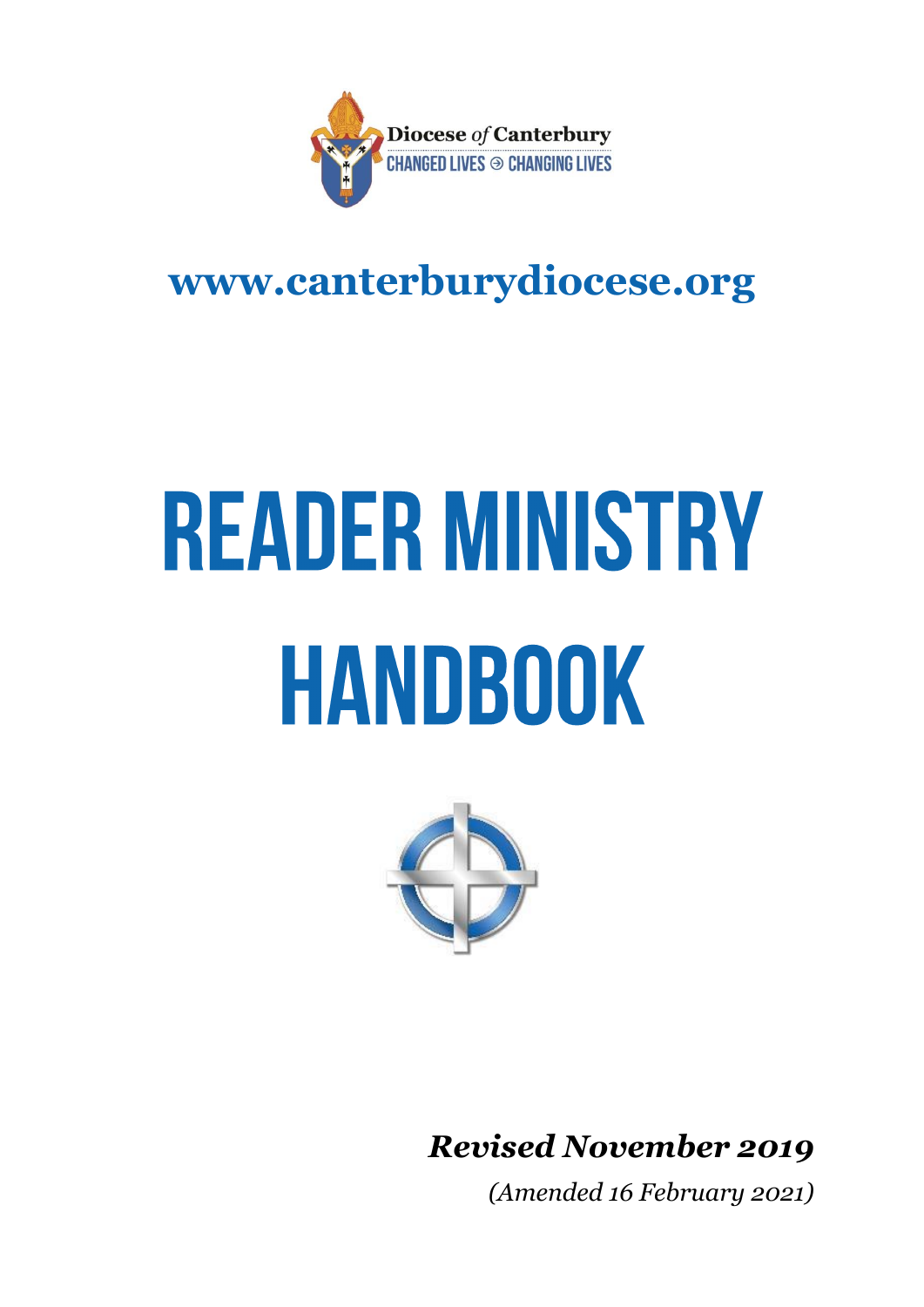Diocese *of* Canterbury
CHANGED LIVES ⊕ CHANGING LIVES

**www.canterburydiocese.org**

# READER MINISTRY HANDBOOK

***Revised November 2019***

*(Amended 16 February 2021)*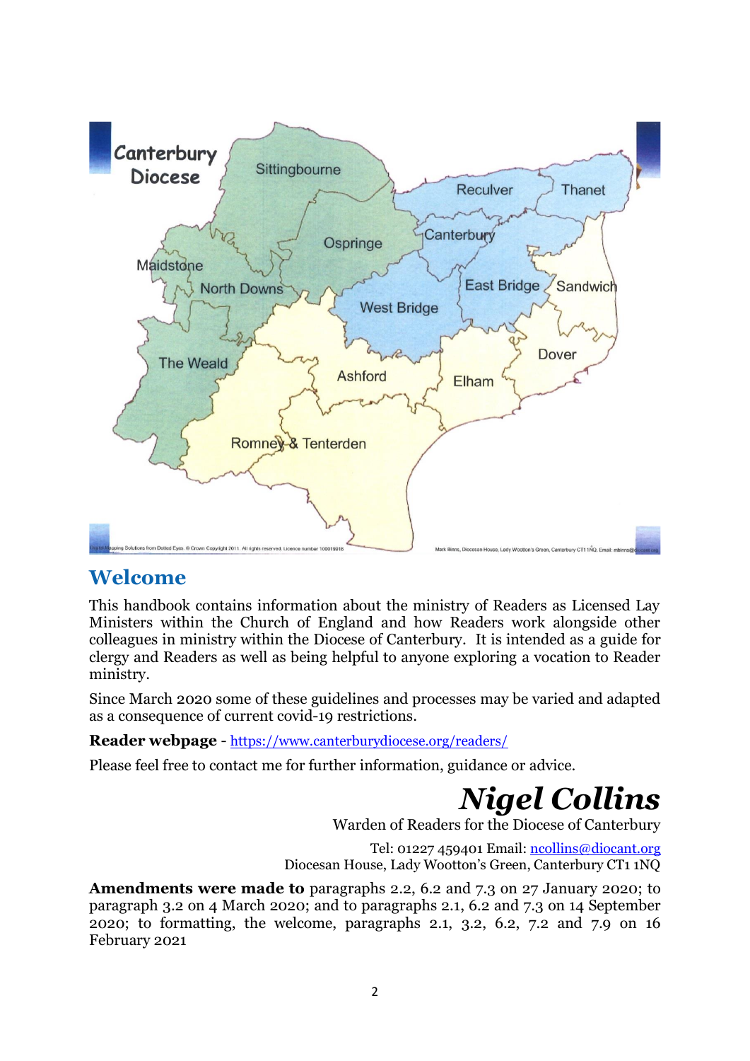Canterbury Diocese

Sittingbourne, Reculver, Thanet, Ospringe, Canterbury, Maidstone, North Downs, East Bridge, Sandwich, West Bridge, Dover, The Weald, Ashford, Elham, Romney & Tenterden

## Welcome

This handbook contains information about the ministry of Readers as Licensed Lay Ministers within the Church of England and how Readers work alongside other colleagues in ministry within the Diocese of Canterbury. It is intended as a guide for clergy and Readers as well as being helpful to anyone exploring a vocation to Reader ministry.

Since March 2020 some of these guidelines and processes may be varied and adapted as a consequence of current covid-19 restrictions.

**Reader webpage** - https://www.canterburydiocese.org/readers/

Please feel free to contact me for further information, guidance or advice.

***Nigel Collins***
Warden of Readers for the Diocese of Canterbury

Tel: 01227 459401 Email: ncollins@diocant.org
Diocesan House, Lady Wootton's Green, Canterbury CT1 1NQ

**Amendments were made to** paragraphs 2.2, 6.2 and 7.3 on 27 January 2020; to paragraph 3.2 on 4 March 2020; and to paragraphs 2.1, 6.2 and 7.3 on 14 September 2020; to formatting, the welcome, paragraphs 2.1, 3.2, 6.2, 7.2 and 7.9 on 16 February 2021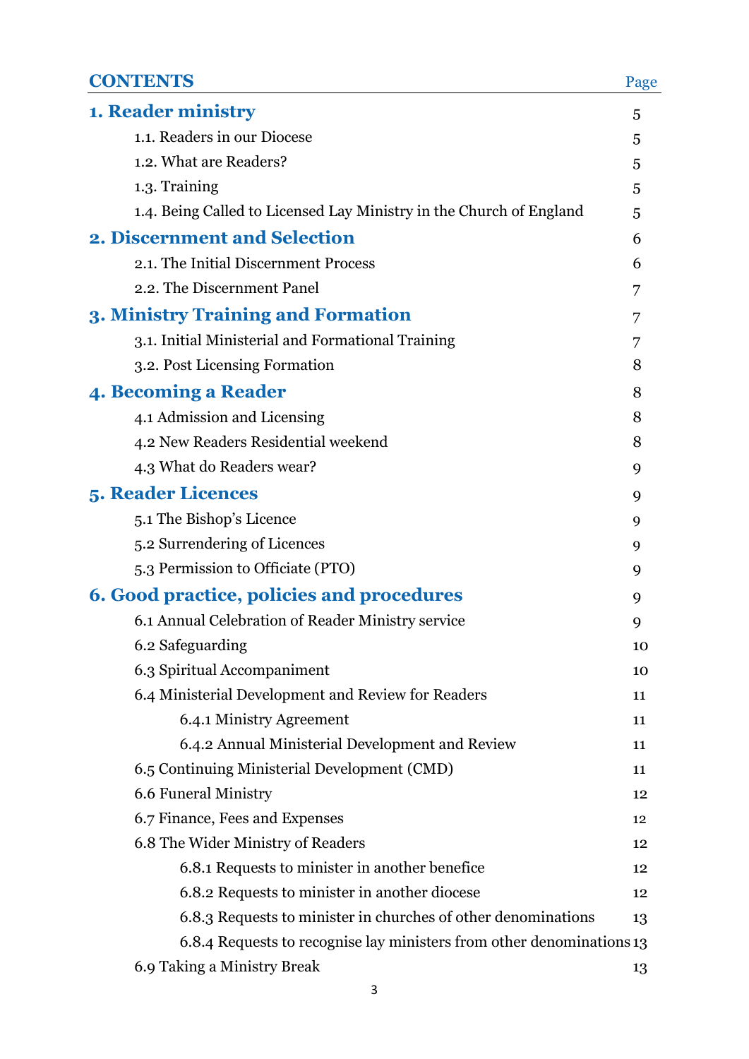# CONTENTS

| | Page |
|---|---|
| **1. Reader ministry** | 5 |
| 1.1. Readers in our Diocese | 5 |
| 1.2. What are Readers? | 5 |
| 1.3. Training | 5 |
| 1.4. Being Called to Licensed Lay Ministry in the Church of England | 5 |
| **2. Discernment and Selection** | 6 |
| 2.1. The Initial Discernment Process | 6 |
| 2.2. The Discernment Panel | 7 |
| **3. Ministry Training and Formation** | 7 |
| 3.1. Initial Ministerial and Formational Training | 7 |
| 3.2. Post Licensing Formation | 8 |
| **4. Becoming a Reader** | 8 |
| 4.1 Admission and Licensing | 8 |
| 4.2 New Readers Residential weekend | 8 |
| 4.3 What do Readers wear? | 9 |
| **5. Reader Licences** | 9 |
| 5.1 The Bishop's Licence | 9 |
| 5.2 Surrendering of Licences | 9 |
| 5.3 Permission to Officiate (PTO) | 9 |
| **6. Good practice, policies and procedures** | 9 |
| 6.1 Annual Celebration of Reader Ministry service | 9 |
| 6.2 Safeguarding | 10 |
| 6.3 Spiritual Accompaniment | 10 |
| 6.4 Ministerial Development and Review for Readers | 11 |
| 6.4.1 Ministry Agreement | 11 |
| 6.4.2 Annual Ministerial Development and Review | 11 |
| 6.5 Continuing Ministerial Development (CMD) | 11 |
| 6.6 Funeral Ministry | 12 |
| 6.7 Finance, Fees and Expenses | 12 |
| 6.8 The Wider Ministry of Readers | 12 |
| 6.8.1 Requests to minister in another benefice | 12 |
| 6.8.2 Requests to minister in another diocese | 12 |
| 6.8.3 Requests to minister in churches of other denominations | 13 |
| 6.8.4 Requests to recognise lay ministers from other denominations | 13 |
| 6.9 Taking a Ministry Break | 13 |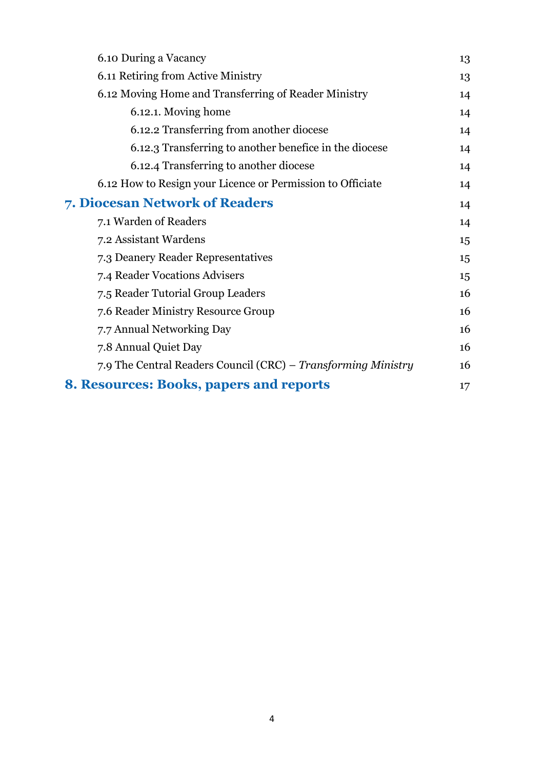6.10 During a Vacancy 13

6.11 Retiring from Active Ministry 13

6.12 Moving Home and Transferring of Reader Ministry 14

- 6.12.1. Moving home 14
- 6.12.2 Transferring from another diocese 14
- 6.12.3 Transferring to another benefice in the diocese 14
- 6.12.4 Transferring to another diocese 14

6.12 How to Resign your Licence or Permission to Officiate 14

**7. Diocesan Network of Readers** 14

7.1 Warden of Readers 14

7.2 Assistant Wardens 15

7.3 Deanery Reader Representatives 15

7.4 Reader Vocations Advisers 15

7.5 Reader Tutorial Group Leaders 16

7.6 Reader Ministry Resource Group 16

7.7 Annual Networking Day 16

7.8 Annual Quiet Day 16

7.9 The Central Readers Council (CRC) – *Transforming Ministry* 16

**8. Resources: Books, papers and reports** 17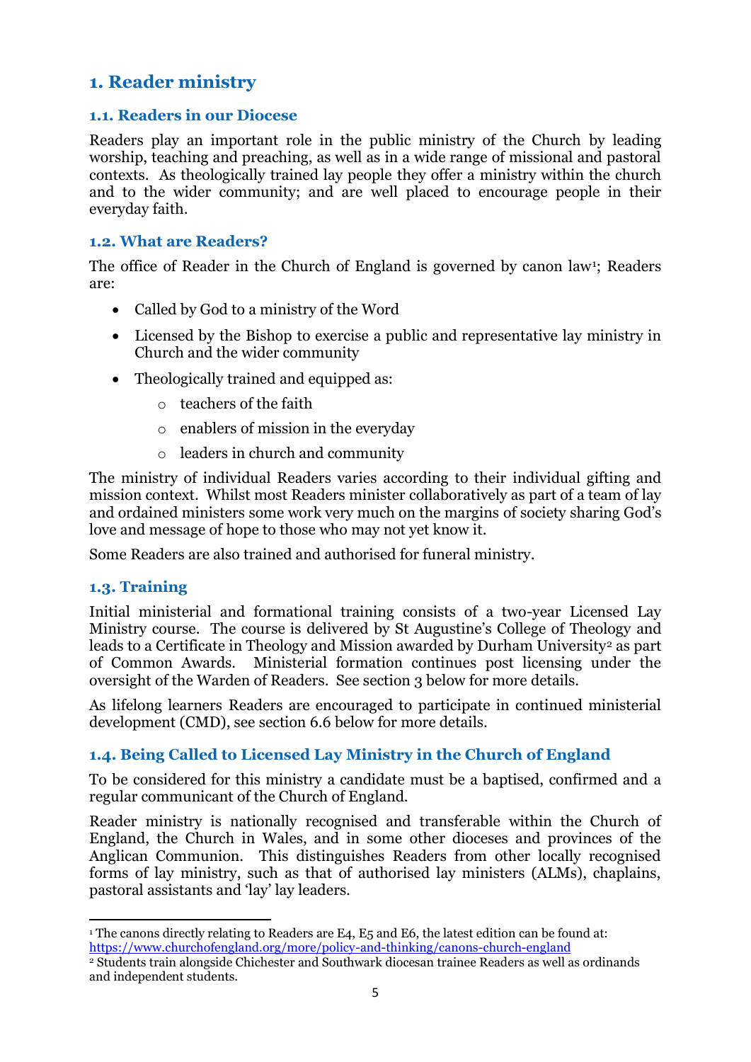# 1. Reader ministry

## 1.1. Readers in our Diocese

Readers play an important role in the public ministry of the Church by leading worship, teaching and preaching, as well as in a wide range of missional and pastoral contexts. As theologically trained lay people they offer a ministry within the church and to the wider community; and are well placed to encourage people in their everyday faith.

## 1.2. What are Readers?

The office of Reader in the Church of England is governed by canon law[1]; Readers are:

- Called by God to a ministry of the Word
- Licensed by the Bishop to exercise a public and representative lay ministry in Church and the wider community
- Theologically trained and equipped as:
  - teachers of the faith
  - enablers of mission in the everyday
  - leaders in church and community

The ministry of individual Readers varies according to their individual gifting and mission context. Whilst most Readers minister collaboratively as part of a team of lay and ordained ministers some work very much on the margins of society sharing God's love and message of hope to those who may not yet know it.

Some Readers are also trained and authorised for funeral ministry.

## 1.3. Training

Initial ministerial and formational training consists of a two-year Licensed Lay Ministry course. The course is delivered by St Augustine's College of Theology and leads to a Certificate in Theology and Mission awarded by Durham University[2] as part of Common Awards. Ministerial formation continues post licensing under the oversight of the Warden of Readers. See section 3 below for more details.

As lifelong learners Readers are encouraged to participate in continued ministerial development (CMD), see section 6.6 below for more details.

## 1.4. Being Called to Licensed Lay Ministry in the Church of England

To be considered for this ministry a candidate must be a baptised, confirmed and a regular communicant of the Church of England.

Reader ministry is nationally recognised and transferable within the Church of England, the Church in Wales, and in some other dioceses and provinces of the Anglican Communion. This distinguishes Readers from other locally recognised forms of lay ministry, such as that of authorised lay ministers (ALMs), chaplains, pastoral assistants and 'lay' lay leaders.

---

[1] The canons directly relating to Readers are E4, E5 and E6, the latest edition can be found at: https://www.churchofengland.org/more/policy-and-thinking/canons-church-england

[2] Students train alongside Chichester and Southwark diocesan trainee Readers as well as ordinands and independent students.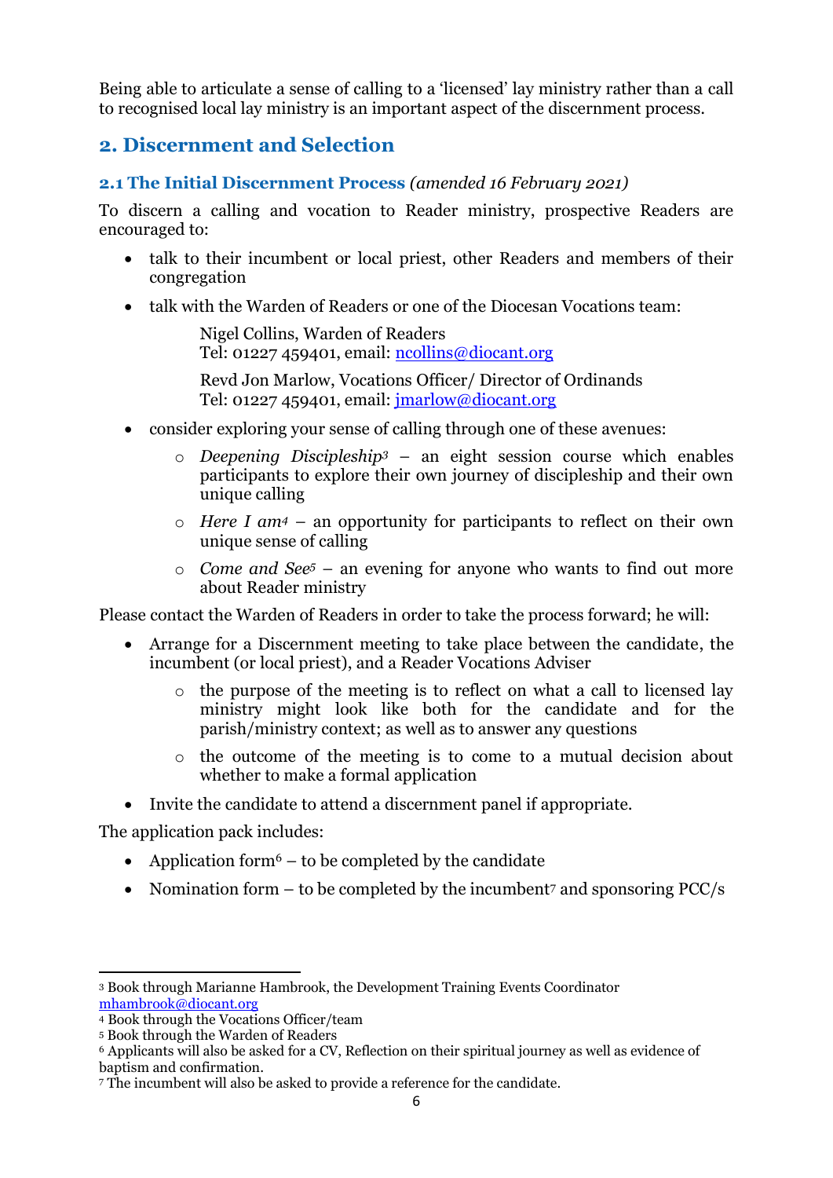Being able to articulate a sense of calling to a 'licensed' lay ministry rather than a call to recognised local lay ministry is an important aspect of the discernment process.

## 2. Discernment and Selection

### 2.1 The Initial Discernment Process *(amended 16 February 2021)*

To discern a calling and vocation to Reader ministry, prospective Readers are encouraged to:

- talk to their incumbent or local priest, other Readers and members of their congregation
- talk with the Warden of Readers or one of the Diocesan Vocations team:

  Nigel Collins, Warden of Readers
  Tel: 01227 459401, email: ncollins@diocant.org

  Revd Jon Marlow, Vocations Officer/ Director of Ordinands
  Tel: 01227 459401, email: jmarlow@diocant.org

- consider exploring your sense of calling through one of these avenues:
  - *Deepening Discipleship*[3] – an eight session course which enables participants to explore their own journey of discipleship and their own unique calling
  - *Here I am*[4] – an opportunity for participants to reflect on their own unique sense of calling
  - *Come and See*[5] – an evening for anyone who wants to find out more about Reader ministry

Please contact the Warden of Readers in order to take the process forward; he will:

- Arrange for a Discernment meeting to take place between the candidate, the incumbent (or local priest), and a Reader Vocations Adviser
  - the purpose of the meeting is to reflect on what a call to licensed lay ministry might look like both for the candidate and for the parish/ministry context; as well as to answer any questions
  - the outcome of the meeting is to come to a mutual decision about whether to make a formal application
- Invite the candidate to attend a discernment panel if appropriate.

The application pack includes:

- Application form[6] – to be completed by the candidate
- Nomination form – to be completed by the incumbent[7] and sponsoring PCC/s

---

[3] Book through Marianne Hambrook, the Development Training Events Coordinator mhambrook@diocant.org

[4] Book through the Vocations Officer/team

[5] Book through the Warden of Readers

[6] Applicants will also be asked for a CV, Reflection on their spiritual journey as well as evidence of baptism and confirmation.

[7] The incumbent will also be asked to provide a reference for the candidate.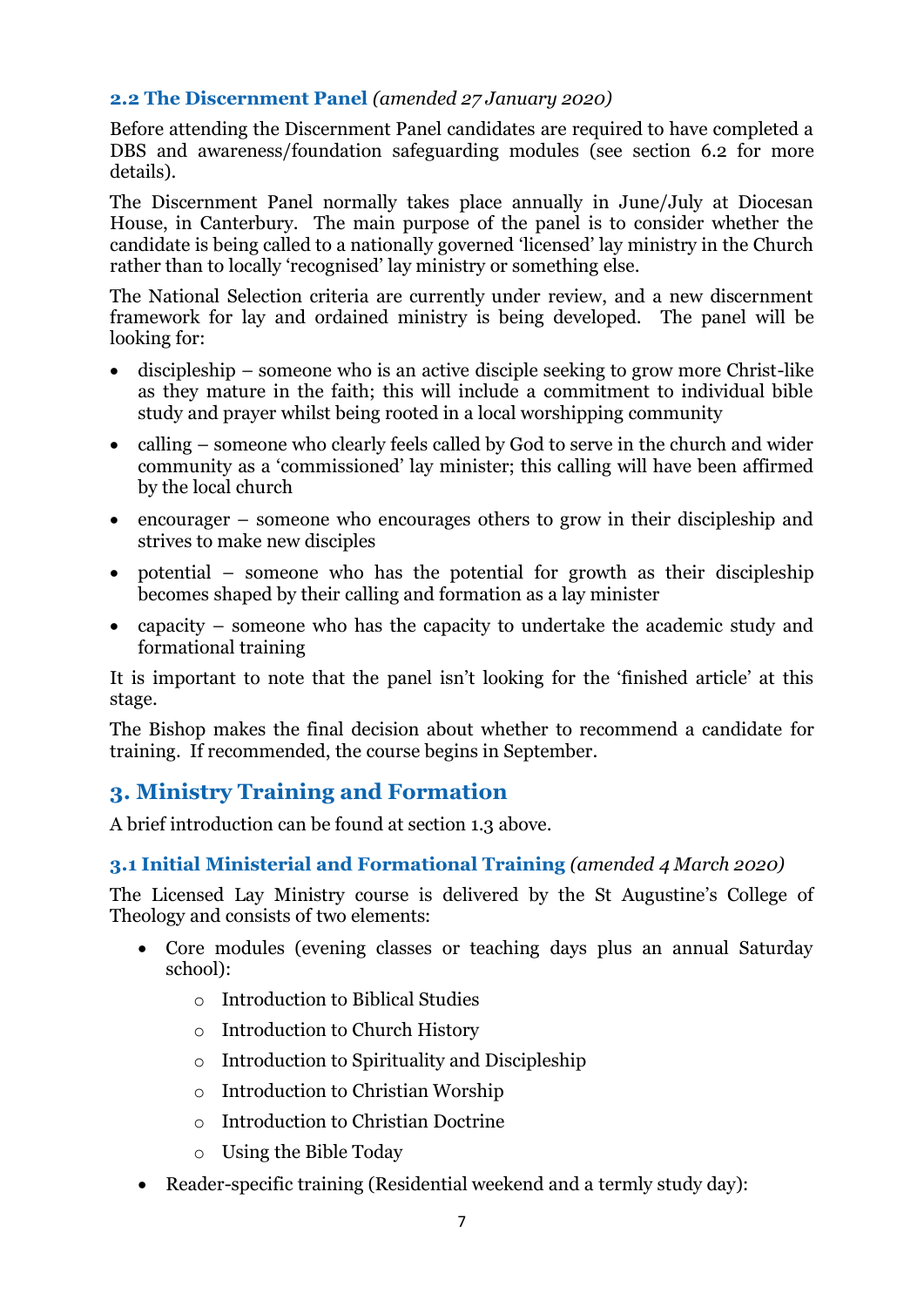### 2.2 The Discernment Panel *(amended 27 January 2020)*

Before attending the Discernment Panel candidates are required to have completed a DBS and awareness/foundation safeguarding modules (see section 6.2 for more details).

The Discernment Panel normally takes place annually in June/July at Diocesan House, in Canterbury. The main purpose of the panel is to consider whether the candidate is being called to a nationally governed 'licensed' lay ministry in the Church rather than to locally 'recognised' lay ministry or something else.

The National Selection criteria are currently under review, and a new discernment framework for lay and ordained ministry is being developed. The panel will be looking for:

- discipleship – someone who is an active disciple seeking to grow more Christ-like as they mature in the faith; this will include a commitment to individual bible study and prayer whilst being rooted in a local worshipping community
- calling – someone who clearly feels called by God to serve in the church and wider community as a 'commissioned' lay minister; this calling will have been affirmed by the local church
- encourager – someone who encourages others to grow in their discipleship and strives to make new disciples
- potential – someone who has the potential for growth as their discipleship becomes shaped by their calling and formation as a lay minister
- capacity – someone who has the capacity to undertake the academic study and formational training

It is important to note that the panel isn't looking for the 'finished article' at this stage.

The Bishop makes the final decision about whether to recommend a candidate for training. If recommended, the course begins in September.

## 3. Ministry Training and Formation

A brief introduction can be found at section 1.3 above.

### 3.1 Initial Ministerial and Formational Training *(amended 4 March 2020)*

The Licensed Lay Ministry course is delivered by the St Augustine's College of Theology and consists of two elements:

- Core modules (evening classes or teaching days plus an annual Saturday school):
  - Introduction to Biblical Studies
  - Introduction to Church History
  - Introduction to Spirituality and Discipleship
  - Introduction to Christian Worship
  - Introduction to Christian Doctrine
  - Using the Bible Today
- Reader-specific training (Residential weekend and a termly study day):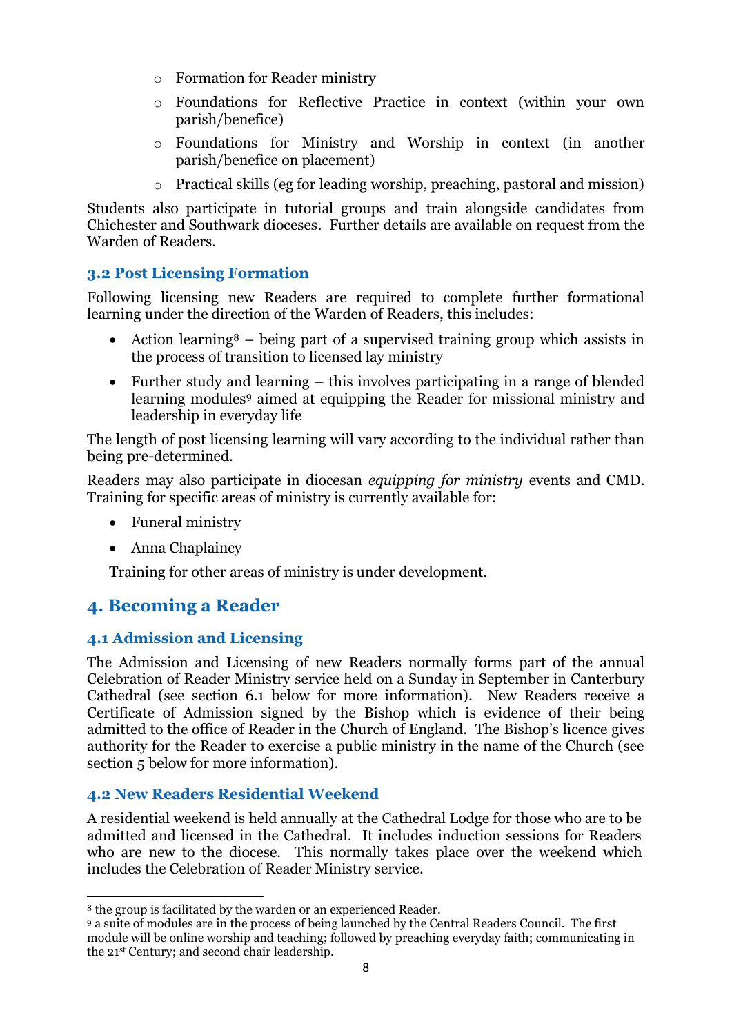- Formation for Reader ministry
- Foundations for Reflective Practice in context (within your own parish/benefice)
- Foundations for Ministry and Worship in context (in another parish/benefice on placement)
- Practical skills (eg for leading worship, preaching, pastoral and mission)

Students also participate in tutorial groups and train alongside candidates from Chichester and Southwark dioceses. Further details are available on request from the Warden of Readers.

### 3.2 Post Licensing Formation

Following licensing new Readers are required to complete further formational learning under the direction of the Warden of Readers, this includes:

- Action learning[8] – being part of a supervised training group which assists in the process of transition to licensed lay ministry
- Further study and learning – this involves participating in a range of blended learning modules[9] aimed at equipping the Reader for missional ministry and leadership in everyday life

The length of post licensing learning will vary according to the individual rather than being pre-determined.

Readers may also participate in diocesan *equipping for ministry* events and CMD. Training for specific areas of ministry is currently available for:

- Funeral ministry
- Anna Chaplaincy

Training for other areas of ministry is under development.

## 4. Becoming a Reader

### 4.1 Admission and Licensing

The Admission and Licensing of new Readers normally forms part of the annual Celebration of Reader Ministry service held on a Sunday in September in Canterbury Cathedral (see section 6.1 below for more information). New Readers receive a Certificate of Admission signed by the Bishop which is evidence of their being admitted to the office of Reader in the Church of England. The Bishop's licence gives authority for the Reader to exercise a public ministry in the name of the Church (see section 5 below for more information).

### 4.2 New Readers Residential Weekend

A residential weekend is held annually at the Cathedral Lodge for those who are to be admitted and licensed in the Cathedral. It includes induction sessions for Readers who are new to the diocese. This normally takes place over the weekend which includes the Celebration of Reader Ministry service.

---

[8] the group is facilitated by the warden or an experienced Reader.

[9] a suite of modules are in the process of being launched by the Central Readers Council. The first module will be online worship and teaching; followed by preaching everyday faith; communicating in the 21st Century; and second chair leadership.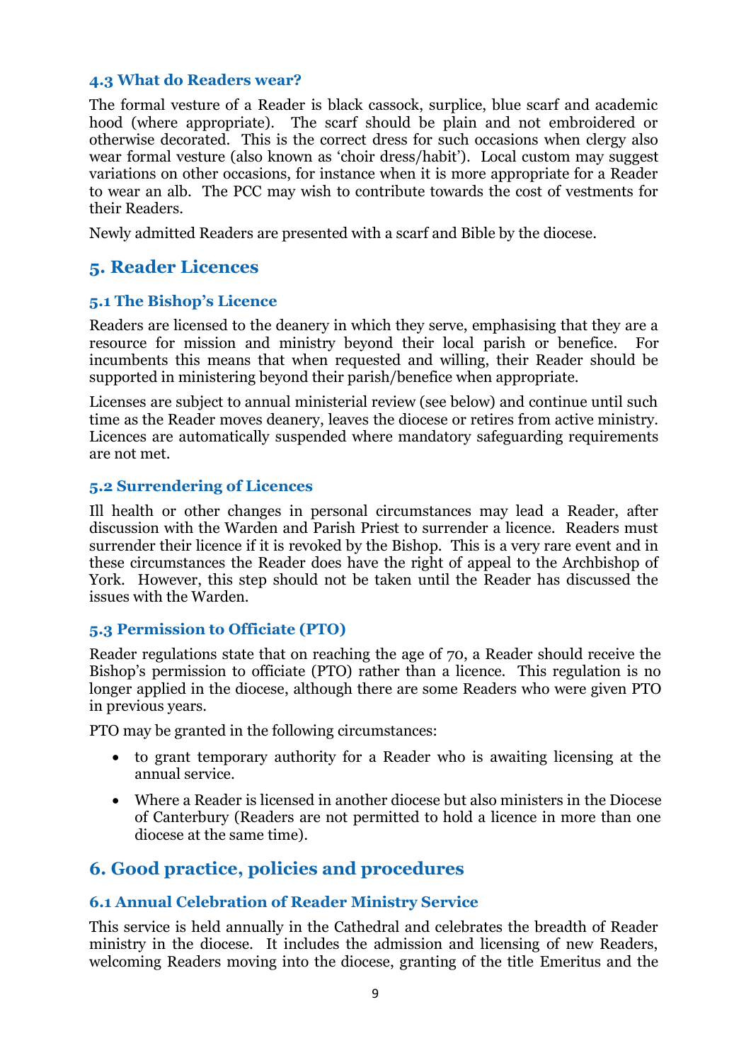### 4.3 What do Readers wear?

The formal vesture of a Reader is black cassock, surplice, blue scarf and academic hood (where appropriate). The scarf should be plain and not embroidered or otherwise decorated. This is the correct dress for such occasions when clergy also wear formal vesture (also known as 'choir dress/habit'). Local custom may suggest variations on other occasions, for instance when it is more appropriate for a Reader to wear an alb. The PCC may wish to contribute towards the cost of vestments for their Readers.

Newly admitted Readers are presented with a scarf and Bible by the diocese.

## 5. Reader Licences

### 5.1 The Bishop's Licence

Readers are licensed to the deanery in which they serve, emphasising that they are a resource for mission and ministry beyond their local parish or benefice. For incumbents this means that when requested and willing, their Reader should be supported in ministering beyond their parish/benefice when appropriate.

Licenses are subject to annual ministerial review (see below) and continue until such time as the Reader moves deanery, leaves the diocese or retires from active ministry. Licences are automatically suspended where mandatory safeguarding requirements are not met.

### 5.2 Surrendering of Licences

Ill health or other changes in personal circumstances may lead a Reader, after discussion with the Warden and Parish Priest to surrender a licence. Readers must surrender their licence if it is revoked by the Bishop. This is a very rare event and in these circumstances the Reader does have the right of appeal to the Archbishop of York. However, this step should not be taken until the Reader has discussed the issues with the Warden.

### 5.3 Permission to Officiate (PTO)

Reader regulations state that on reaching the age of 70, a Reader should receive the Bishop's permission to officiate (PTO) rather than a licence. This regulation is no longer applied in the diocese, although there are some Readers who were given PTO in previous years.

PTO may be granted in the following circumstances:

- to grant temporary authority for a Reader who is awaiting licensing at the annual service.
- Where a Reader is licensed in another diocese but also ministers in the Diocese of Canterbury (Readers are not permitted to hold a licence in more than one diocese at the same time).

## 6. Good practice, policies and procedures

### 6.1 Annual Celebration of Reader Ministry Service

This service is held annually in the Cathedral and celebrates the breadth of Reader ministry in the diocese. It includes the admission and licensing of new Readers, welcoming Readers moving into the diocese, granting of the title Emeritus and the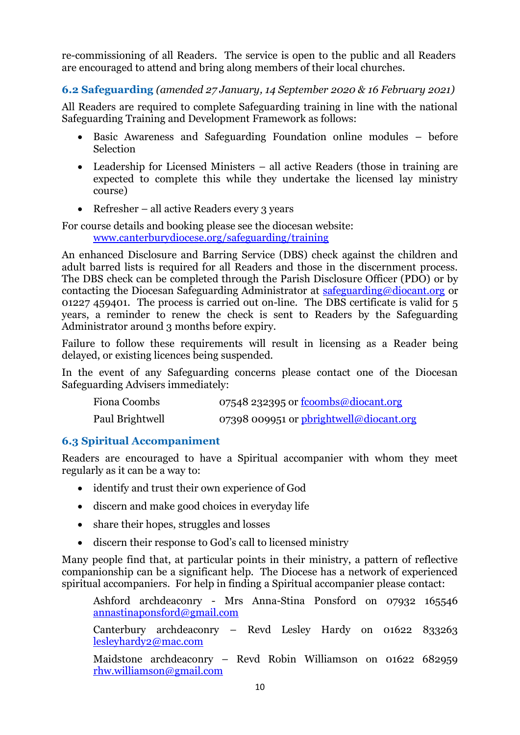re-commissioning of all Readers. The service is open to the public and all Readers are encouraged to attend and bring along members of their local churches.

### 6.2 Safeguarding *(amended 27 January, 14 September 2020 & 16 February 2021)*

All Readers are required to complete Safeguarding training in line with the national Safeguarding Training and Development Framework as follows:

- Basic Awareness and Safeguarding Foundation online modules – before Selection
- Leadership for Licensed Ministers – all active Readers (those in training are expected to complete this while they undertake the licensed lay ministry course)
- Refresher – all active Readers every 3 years

For course details and booking please see the diocesan website:
www.canterburydiocese.org/safeguarding/training

An enhanced Disclosure and Barring Service (DBS) check against the children and adult barred lists is required for all Readers and those in the discernment process. The DBS check can be completed through the Parish Disclosure Officer (PDO) or by contacting the Diocesan Safeguarding Administrator at safeguarding@diocant.org or 01227 459401. The process is carried out on-line. The DBS certificate is valid for 5 years, a reminder to renew the check is sent to Readers by the Safeguarding Administrator around 3 months before expiry.

Failure to follow these requirements will result in licensing as a Reader being delayed, or existing licences being suspended.

In the event of any Safeguarding concerns please contact one of the Diocesan Safeguarding Advisers immediately:

| | |
|---|---|
| Fiona Coombs | 07548 232395 or fcoombs@diocant.org |
| Paul Brightwell | 07398 009951 or pbrightwell@diocant.org |

### 6.3 Spiritual Accompaniment

Readers are encouraged to have a Spiritual accompanier with whom they meet regularly as it can be a way to:

- identify and trust their own experience of God
- discern and make good choices in everyday life
- share their hopes, struggles and losses
- discern their response to God's call to licensed ministry

Many people find that, at particular points in their ministry, a pattern of reflective companionship can be a significant help. The Diocese has a network of experienced spiritual accompaniers. For help in finding a Spiritual accompanier please contact:

Ashford archdeaconry - Mrs Anna-Stina Ponsford on 07932 165546 annastinaponsford@gmail.com

Canterbury archdeaconry – Revd Lesley Hardy on 01622 833263 lesleyhardy2@mac.com

Maidstone archdeaconry – Revd Robin Williamson on 01622 682959 rhw.williamson@gmail.com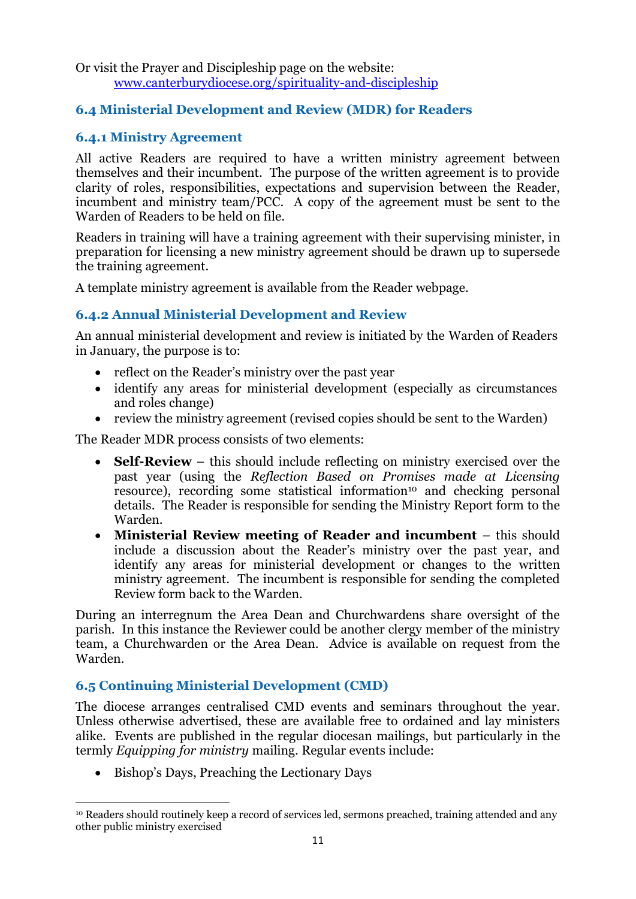Or visit the Prayer and Discipleship page on the website:
[www.canterburydiocese.org/spirituality-and-discipleship](http://www.canterburydiocese.org/spirituality-and-discipleship)

## 6.4 Ministerial Development and Review (MDR) for Readers

### 6.4.1 Ministry Agreement

All active Readers are required to have a written ministry agreement between themselves and their incumbent. The purpose of the written agreement is to provide clarity of roles, responsibilities, expectations and supervision between the Reader, incumbent and ministry team/PCC. A copy of the agreement must be sent to the Warden of Readers to be held on file.

Readers in training will have a training agreement with their supervising minister, in preparation for licensing a new ministry agreement should be drawn up to supersede the training agreement.

A template ministry agreement is available from the Reader webpage.

### 6.4.2 Annual Ministerial Development and Review

An annual ministerial development and review is initiated by the Warden of Readers in January, the purpose is to:

- reflect on the Reader's ministry over the past year
- identify any areas for ministerial development (especially as circumstances and roles change)
- review the ministry agreement (revised copies should be sent to the Warden)

The Reader MDR process consists of two elements:

- **Self-Review** – this should include reflecting on ministry exercised over the past year (using the *Reflection Based on Promises made at Licensing* resource), recording some statistical information[10] and checking personal details. The Reader is responsible for sending the Ministry Report form to the Warden.
- **Ministerial Review meeting of Reader and incumbent** – this should include a discussion about the Reader's ministry over the past year, and identify any areas for ministerial development or changes to the written ministry agreement. The incumbent is responsible for sending the completed Review form back to the Warden.

During an interregnum the Area Dean and Churchwardens share oversight of the parish. In this instance the Reviewer could be another clergy member of the ministry team, a Churchwarden or the Area Dean. Advice is available on request from the Warden.

## 6.5 Continuing Ministerial Development (CMD)

The diocese arranges centralised CMD events and seminars throughout the year. Unless otherwise advertised, these are available free to ordained and lay ministers alike. Events are published in the regular diocesan mailings, but particularly in the termly *Equipping for ministry* mailing. Regular events include:

- Bishop's Days, Preaching the Lectionary Days

[10] Readers should routinely keep a record of services led, sermons preached, training attended and any other public ministry exercised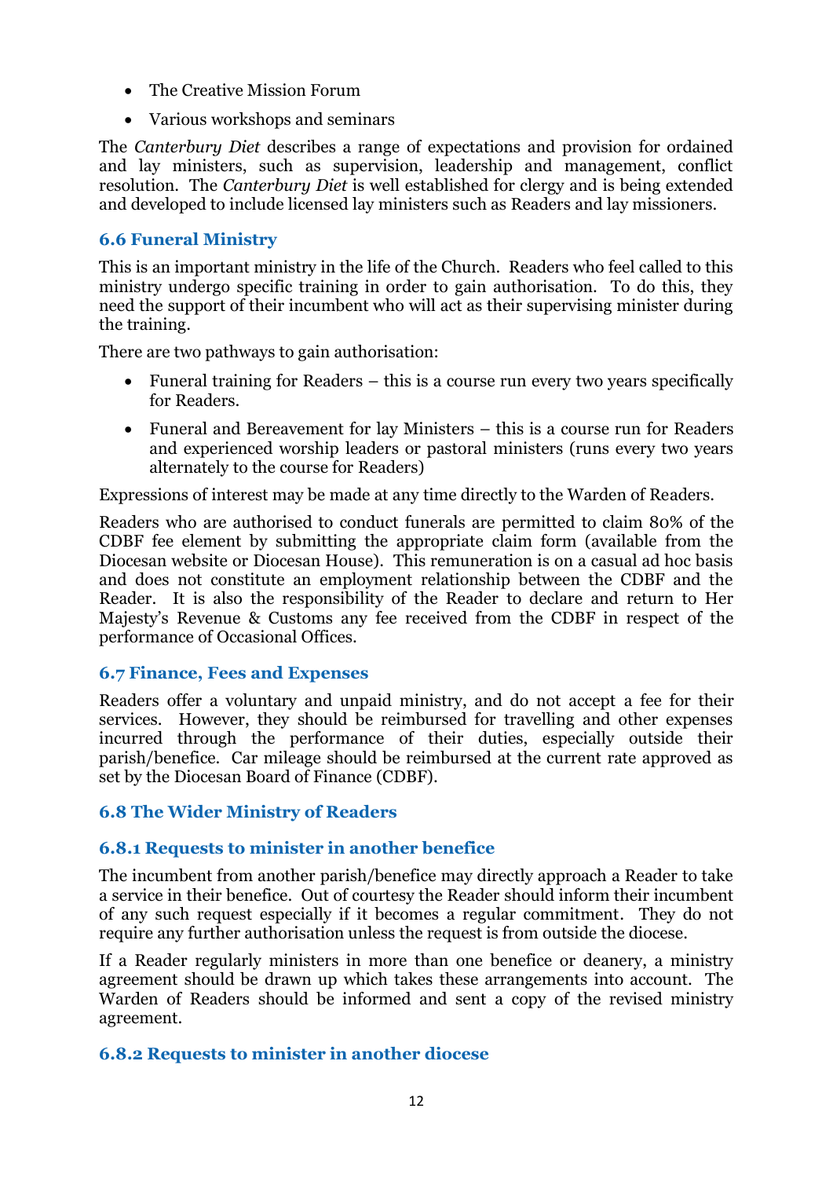- The Creative Mission Forum
- Various workshops and seminars

The *Canterbury Diet* describes a range of expectations and provision for ordained and lay ministers, such as supervision, leadership and management, conflict resolution. The *Canterbury Diet* is well established for clergy and is being extended and developed to include licensed lay ministers such as Readers and lay missioners.

### 6.6 Funeral Ministry

This is an important ministry in the life of the Church. Readers who feel called to this ministry undergo specific training in order to gain authorisation. To do this, they need the support of their incumbent who will act as their supervising minister during the training.

There are two pathways to gain authorisation:

- Funeral training for Readers – this is a course run every two years specifically for Readers.
- Funeral and Bereavement for lay Ministers – this is a course run for Readers and experienced worship leaders or pastoral ministers (runs every two years alternately to the course for Readers)

Expressions of interest may be made at any time directly to the Warden of Readers.

Readers who are authorised to conduct funerals are permitted to claim 80% of the CDBF fee element by submitting the appropriate claim form (available from the Diocesan website or Diocesan House). This remuneration is on a casual ad hoc basis and does not constitute an employment relationship between the CDBF and the Reader. It is also the responsibility of the Reader to declare and return to Her Majesty's Revenue & Customs any fee received from the CDBF in respect of the performance of Occasional Offices.

### 6.7 Finance, Fees and Expenses

Readers offer a voluntary and unpaid ministry, and do not accept a fee for their services. However, they should be reimbursed for travelling and other expenses incurred through the performance of their duties, especially outside their parish/benefice. Car mileage should be reimbursed at the current rate approved as set by the Diocesan Board of Finance (CDBF).

### 6.8 The Wider Ministry of Readers

#### 6.8.1 Requests to minister in another benefice

The incumbent from another parish/benefice may directly approach a Reader to take a service in their benefice. Out of courtesy the Reader should inform their incumbent of any such request especially if it becomes a regular commitment. They do not require any further authorisation unless the request is from outside the diocese.

If a Reader regularly ministers in more than one benefice or deanery, a ministry agreement should be drawn up which takes these arrangements into account. The Warden of Readers should be informed and sent a copy of the revised ministry agreement.

#### 6.8.2 Requests to minister in another diocese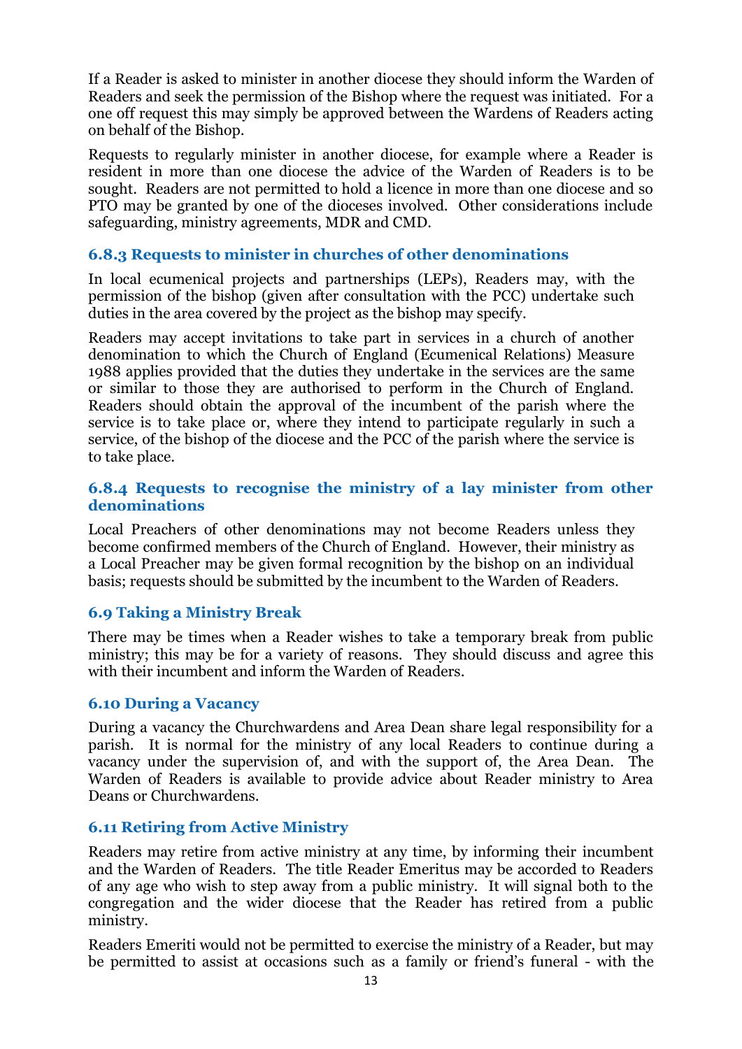If a Reader is asked to minister in another diocese they should inform the Warden of Readers and seek the permission of the Bishop where the request was initiated. For a one off request this may simply be approved between the Wardens of Readers acting on behalf of the Bishop.

Requests to regularly minister in another diocese, for example where a Reader is resident in more than one diocese the advice of the Warden of Readers is to be sought. Readers are not permitted to hold a licence in more than one diocese and so PTO may be granted by one of the dioceses involved. Other considerations include safeguarding, ministry agreements, MDR and CMD.

### 6.8.3 Requests to minister in churches of other denominations

In local ecumenical projects and partnerships (LEPs), Readers may, with the permission of the bishop (given after consultation with the PCC) undertake such duties in the area covered by the project as the bishop may specify.

Readers may accept invitations to take part in services in a church of another denomination to which the Church of England (Ecumenical Relations) Measure 1988 applies provided that the duties they undertake in the services are the same or similar to those they are authorised to perform in the Church of England. Readers should obtain the approval of the incumbent of the parish where the service is to take place or, where they intend to participate regularly in such a service, of the bishop of the diocese and the PCC of the parish where the service is to take place.

### 6.8.4 Requests to recognise the ministry of a lay minister from other denominations

Local Preachers of other denominations may not become Readers unless they become confirmed members of the Church of England. However, their ministry as a Local Preacher may be given formal recognition by the bishop on an individual basis; requests should be submitted by the incumbent to the Warden of Readers.

## 6.9 Taking a Ministry Break

There may be times when a Reader wishes to take a temporary break from public ministry; this may be for a variety of reasons. They should discuss and agree this with their incumbent and inform the Warden of Readers.

## 6.10 During a Vacancy

During a vacancy the Churchwardens and Area Dean share legal responsibility for a parish. It is normal for the ministry of any local Readers to continue during a vacancy under the supervision of, and with the support of, the Area Dean. The Warden of Readers is available to provide advice about Reader ministry to Area Deans or Churchwardens.

## 6.11 Retiring from Active Ministry

Readers may retire from active ministry at any time, by informing their incumbent and the Warden of Readers. The title Reader Emeritus may be accorded to Readers of any age who wish to step away from a public ministry. It will signal both to the congregation and the wider diocese that the Reader has retired from a public ministry.

Readers Emeriti would not be permitted to exercise the ministry of a Reader, but may be permitted to assist at occasions such as a family or friend's funeral - with the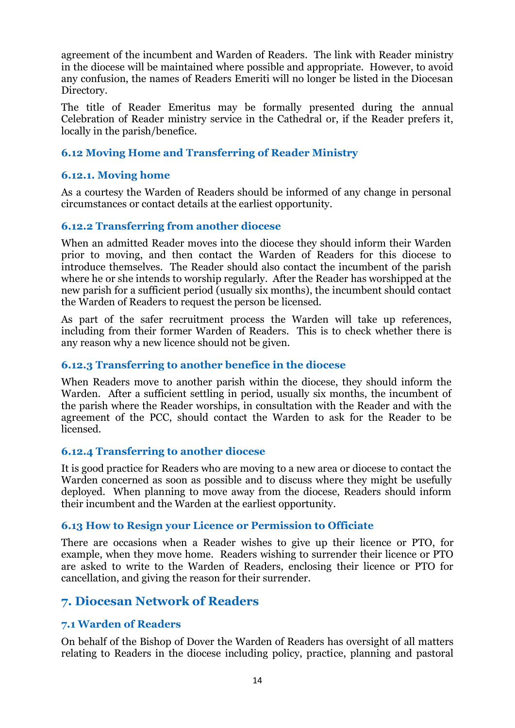agreement of the incumbent and Warden of Readers. The link with Reader ministry in the diocese will be maintained where possible and appropriate. However, to avoid any confusion, the names of Readers Emeriti will no longer be listed in the Diocesan Directory.

The title of Reader Emeritus may be formally presented during the annual Celebration of Reader ministry service in the Cathedral or, if the Reader prefers it, locally in the parish/benefice.

### 6.12 Moving Home and Transferring of Reader Ministry

#### 6.12.1. Moving home

As a courtesy the Warden of Readers should be informed of any change in personal circumstances or contact details at the earliest opportunity.

#### 6.12.2 Transferring from another diocese

When an admitted Reader moves into the diocese they should inform their Warden prior to moving, and then contact the Warden of Readers for this diocese to introduce themselves. The Reader should also contact the incumbent of the parish where he or she intends to worship regularly. After the Reader has worshipped at the new parish for a sufficient period (usually six months), the incumbent should contact the Warden of Readers to request the person be licensed.

As part of the safer recruitment process the Warden will take up references, including from their former Warden of Readers. This is to check whether there is any reason why a new licence should not be given.

#### 6.12.3 Transferring to another benefice in the diocese

When Readers move to another parish within the diocese, they should inform the Warden. After a sufficient settling in period, usually six months, the incumbent of the parish where the Reader worships, in consultation with the Reader and with the agreement of the PCC, should contact the Warden to ask for the Reader to be licensed.

#### 6.12.4 Transferring to another diocese

It is good practice for Readers who are moving to a new area or diocese to contact the Warden concerned as soon as possible and to discuss where they might be usefully deployed. When planning to move away from the diocese, Readers should inform their incumbent and the Warden at the earliest opportunity.

### 6.13 How to Resign your Licence or Permission to Officiate

There are occasions when a Reader wishes to give up their licence or PTO, for example, when they move home. Readers wishing to surrender their licence or PTO are asked to write to the Warden of Readers, enclosing their licence or PTO for cancellation, and giving the reason for their surrender.

## 7. Diocesan Network of Readers

### 7.1 Warden of Readers

On behalf of the Bishop of Dover the Warden of Readers has oversight of all matters relating to Readers in the diocese including policy, practice, planning and pastoral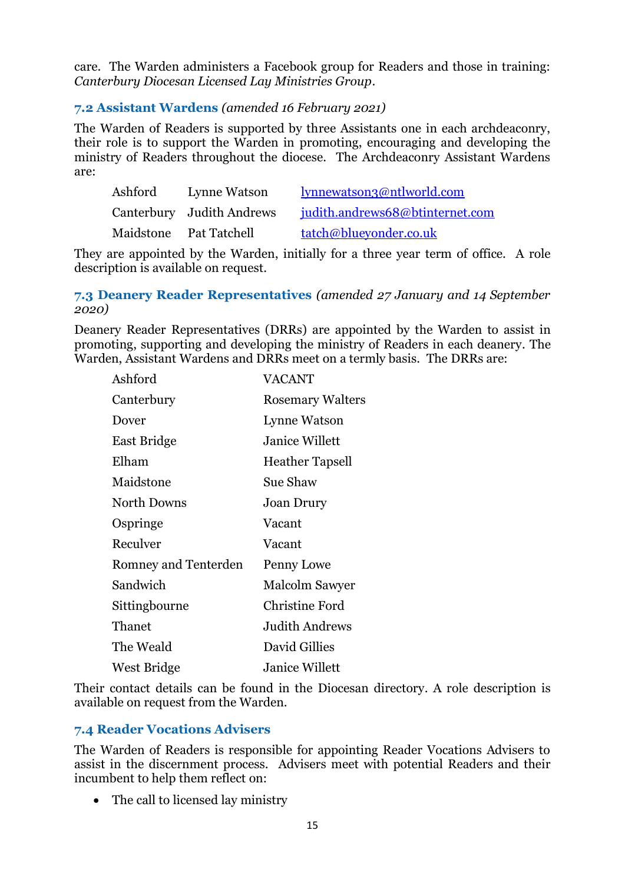care. The Warden administers a Facebook group for Readers and those in training: *Canterbury Diocesan Licensed Lay Ministries Group*.

### 7.2 Assistant Wardens *(amended 16 February 2021)*

The Warden of Readers is supported by three Assistants one in each archdeaconry, their role is to support the Warden in promoting, encouraging and developing the ministry of Readers throughout the diocese. The Archdeaconry Assistant Wardens are:

| | | |
|---|---|---|
| Ashford | Lynne Watson | lynnewatson3@ntlworld.com |
| Canterbury | Judith Andrews | judith.andrews68@btinternet.com |
| Maidstone | Pat Tatchell | tatch@blueyonder.co.uk |

They are appointed by the Warden, initially for a three year term of office. A role description is available on request.

### 7.3 Deanery Reader Representatives *(amended 27 January and 14 September 2020)*

Deanery Reader Representatives (DRRs) are appointed by the Warden to assist in promoting, supporting and developing the ministry of Readers in each deanery. The Warden, Assistant Wardens and DRRs meet on a termly basis. The DRRs are:

| | |
|---|---|
| Ashford | VACANT |
| Canterbury | Rosemary Walters |
| Dover | Lynne Watson |
| East Bridge | Janice Willett |
| Elham | Heather Tapsell |
| Maidstone | Sue Shaw |
| North Downs | Joan Drury |
| Ospringe | Vacant |
| Reculver | Vacant |
| Romney and Tenterden | Penny Lowe |
| Sandwich | Malcolm Sawyer |
| Sittingbourne | Christine Ford |
| Thanet | Judith Andrews |
| The Weald | David Gillies |
| West Bridge | Janice Willett |

Their contact details can be found in the Diocesan directory. A role description is available on request from the Warden.

### 7.4 Reader Vocations Advisers

The Warden of Readers is responsible for appointing Reader Vocations Advisers to assist in the discernment process. Advisers meet with potential Readers and their incumbent to help them reflect on:

- The call to licensed lay ministry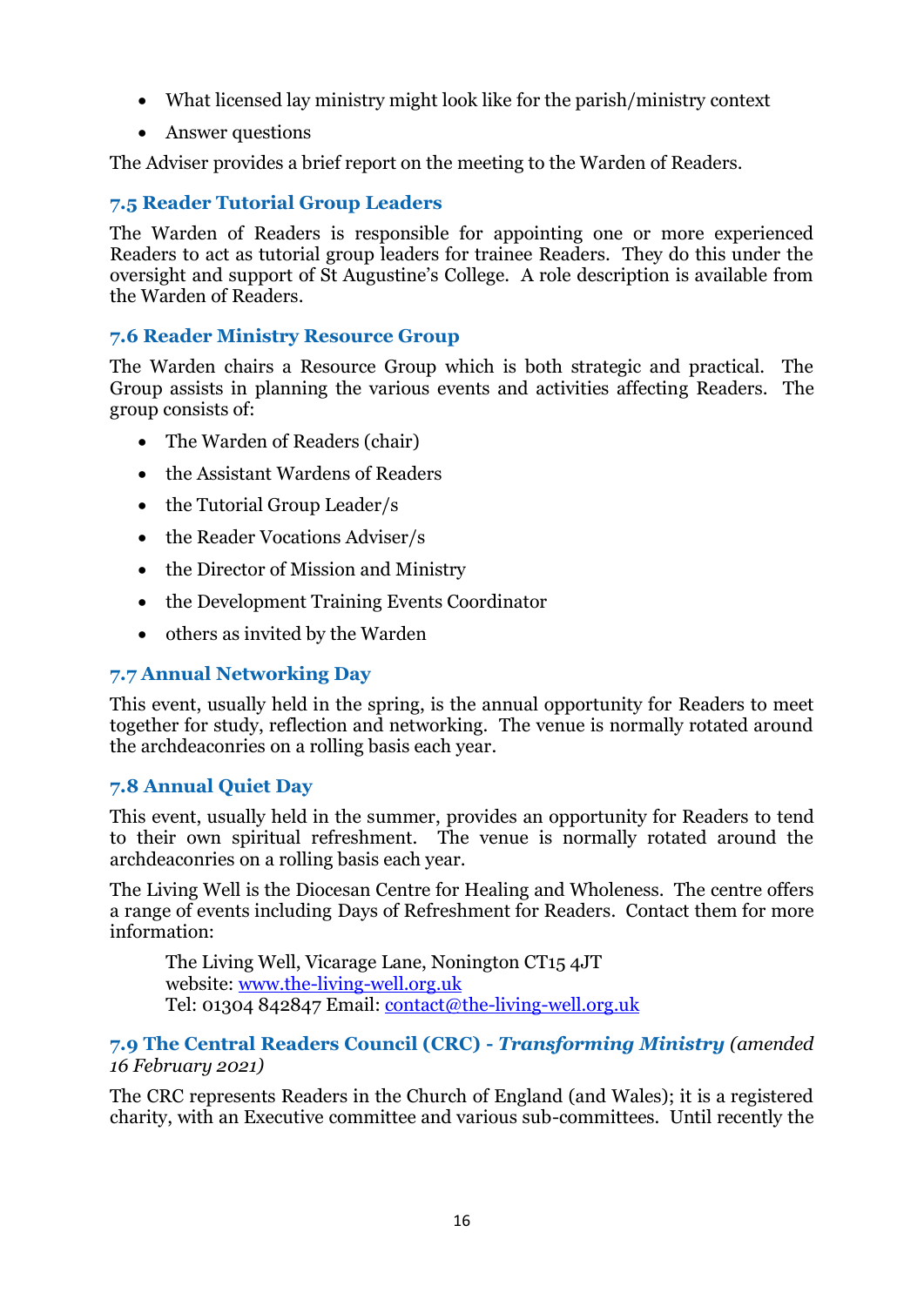- What licensed lay ministry might look like for the parish/ministry context
- Answer questions

The Adviser provides a brief report on the meeting to the Warden of Readers.

### 7.5 Reader Tutorial Group Leaders

The Warden of Readers is responsible for appointing one or more experienced Readers to act as tutorial group leaders for trainee Readers. They do this under the oversight and support of St Augustine's College. A role description is available from the Warden of Readers.

### 7.6 Reader Ministry Resource Group

The Warden chairs a Resource Group which is both strategic and practical. The Group assists in planning the various events and activities affecting Readers. The group consists of:

- The Warden of Readers (chair)
- the Assistant Wardens of Readers
- the Tutorial Group Leader/s
- the Reader Vocations Adviser/s
- the Director of Mission and Ministry
- the Development Training Events Coordinator
- others as invited by the Warden

### 7.7 Annual Networking Day

This event, usually held in the spring, is the annual opportunity for Readers to meet together for study, reflection and networking. The venue is normally rotated around the archdeaconries on a rolling basis each year.

### 7.8 Annual Quiet Day

This event, usually held in the summer, provides an opportunity for Readers to tend to their own spiritual refreshment. The venue is normally rotated around the archdeaconries on a rolling basis each year.

The Living Well is the Diocesan Centre for Healing and Wholeness. The centre offers a range of events including Days of Refreshment for Readers. Contact them for more information:

> The Living Well, Vicarage Lane, Nonington CT15 4JT
> website: www.the-living-well.org.uk
> Tel: 01304 842847 Email: contact@the-living-well.org.uk

### 7.9 The Central Readers Council (CRC) - *Transforming Ministry* *(amended 16 February 2021)*

The CRC represents Readers in the Church of England (and Wales); it is a registered charity, with an Executive committee and various sub-committees. Until recently the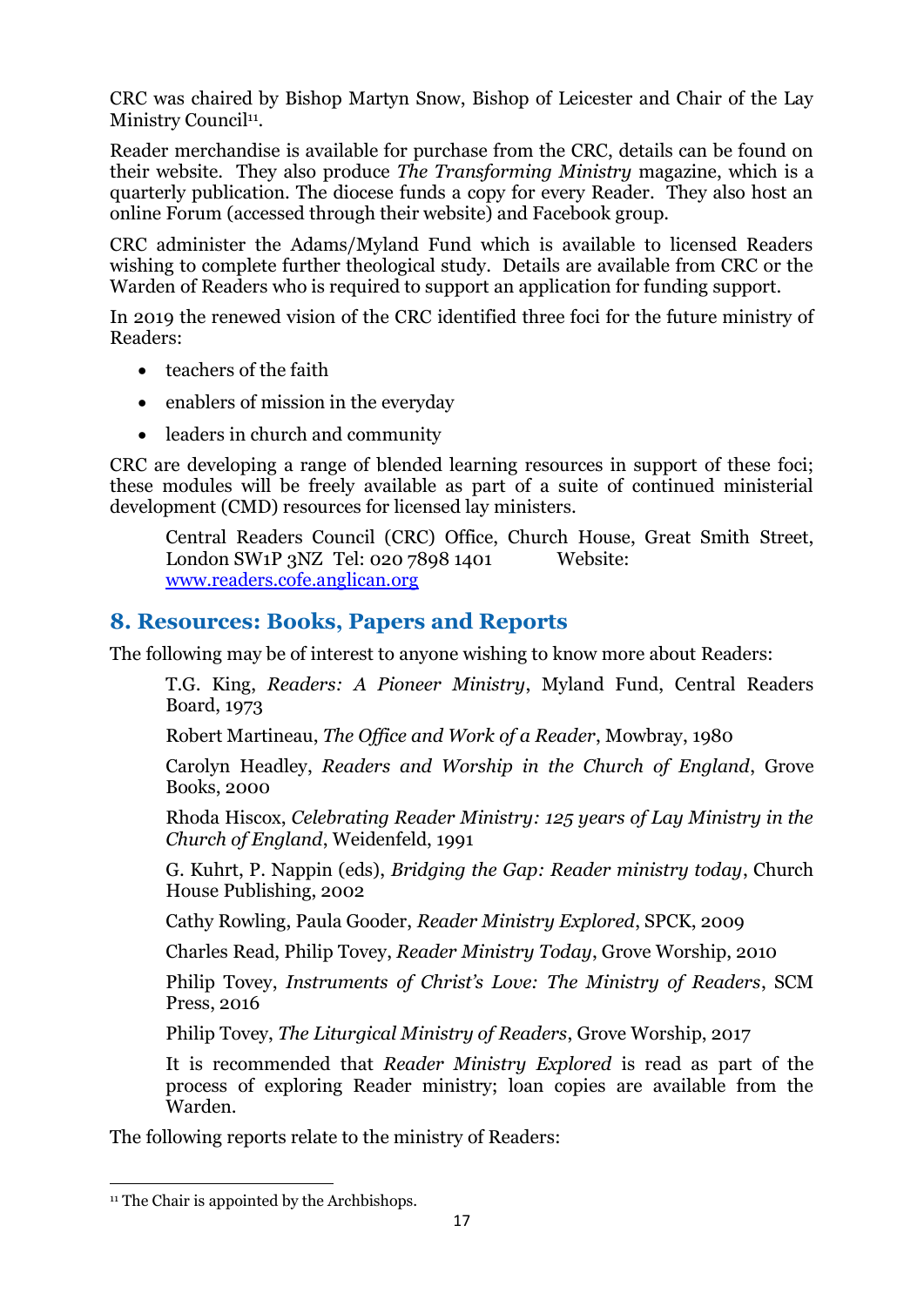CRC was chaired by Bishop Martyn Snow, Bishop of Leicester and Chair of the Lay Ministry Council[11].

Reader merchandise is available for purchase from the CRC, details can be found on their website. They also produce *The Transforming Ministry* magazine, which is a quarterly publication. The diocese funds a copy for every Reader. They also host an online Forum (accessed through their website) and Facebook group.

CRC administer the Adams/Myland Fund which is available to licensed Readers wishing to complete further theological study. Details are available from CRC or the Warden of Readers who is required to support an application for funding support.

In 2019 the renewed vision of the CRC identified three foci for the future ministry of Readers:

- teachers of the faith
- enablers of mission in the everyday
- leaders in church and community

CRC are developing a range of blended learning resources in support of these foci; these modules will be freely available as part of a suite of continued ministerial development (CMD) resources for licensed lay ministers.

> Central Readers Council (CRC) Office, Church House, Great Smith Street, London SW1P 3NZ Tel: 020 7898 1401 Website: www.readers.cofe.anglican.org

## 8. Resources: Books, Papers and Reports

The following may be of interest to anyone wishing to know more about Readers:

> T.G. King, *Readers: A Pioneer Ministry*, Myland Fund, Central Readers Board, 1973
>
> Robert Martineau, *The Office and Work of a Reader*, Mowbray, 1980
>
> Carolyn Headley, *Readers and Worship in the Church of England*, Grove Books, 2000
>
> Rhoda Hiscox, *Celebrating Reader Ministry: 125 years of Lay Ministry in the Church of England*, Weidenfeld, 1991
>
> G. Kuhrt, P. Nappin (eds), *Bridging the Gap: Reader ministry today*, Church House Publishing, 2002
>
> Cathy Rowling, Paula Gooder, *Reader Ministry Explored*, SPCK, 2009
>
> Charles Read, Philip Tovey, *Reader Ministry Today*, Grove Worship, 2010
>
> Philip Tovey, *Instruments of Christ's Love: The Ministry of Readers*, SCM Press, 2016
>
> Philip Tovey, *The Liturgical Ministry of Readers*, Grove Worship, 2017
>
> It is recommended that *Reader Ministry Explored* is read as part of the process of exploring Reader ministry; loan copies are available from the Warden.

The following reports relate to the ministry of Readers:

---

[11] The Chair is appointed by the Archbishops.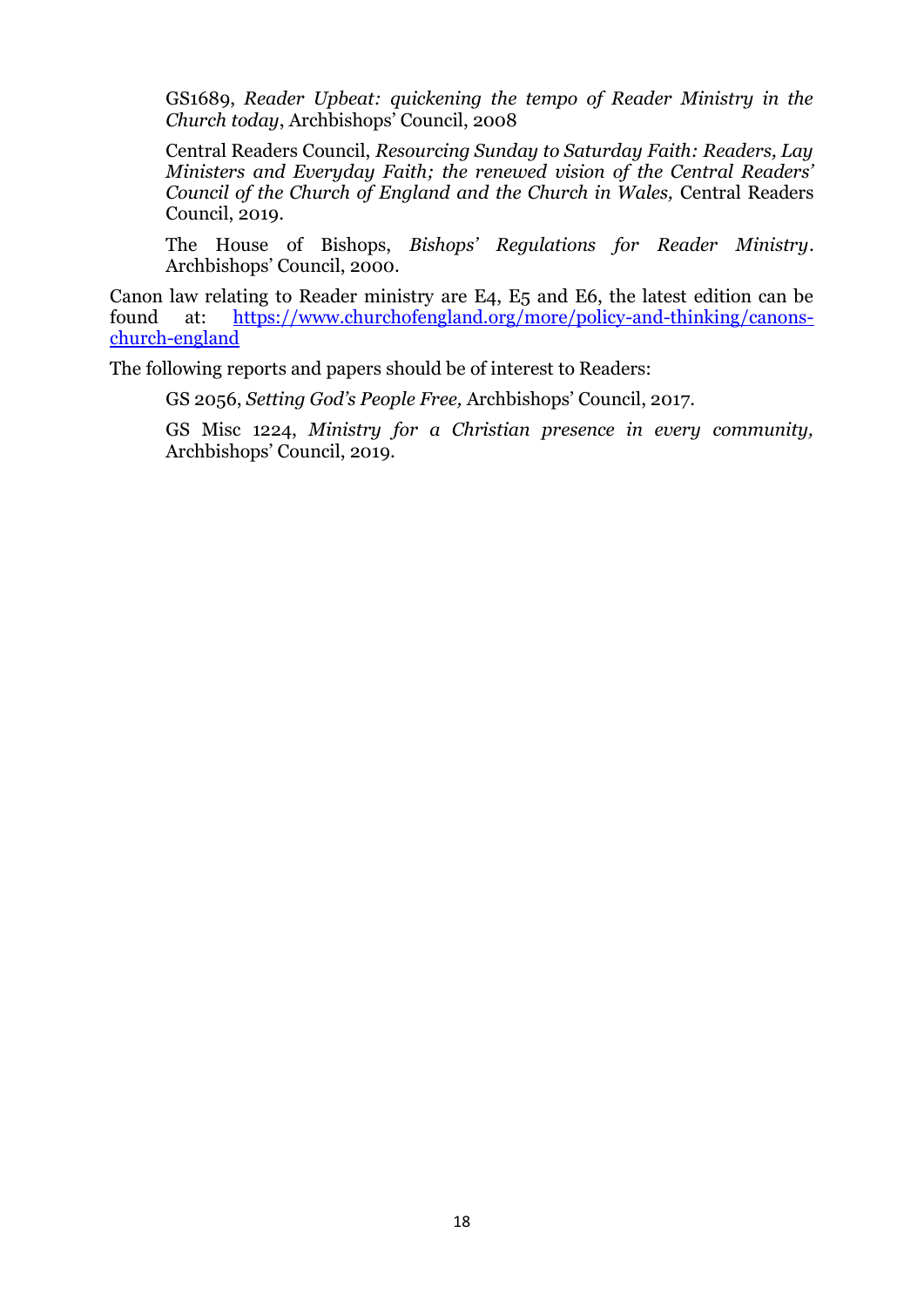GS1689, *Reader Upbeat: quickening the tempo of Reader Ministry in the Church today*, Archbishops' Council, 2008

Central Readers Council, *Resourcing Sunday to Saturday Faith: Readers, Lay Ministers and Everyday Faith; the renewed vision of the Central Readers' Council of the Church of England and the Church in Wales,* Central Readers Council, 2019.

The House of Bishops, *Bishops' Regulations for Reader Ministry*. Archbishops' Council, 2000.

Canon law relating to Reader ministry are E4, E5 and E6, the latest edition can be found at: [https://www.churchofengland.org/more/policy-and-thinking/canons-church-england](https://www.churchofengland.org/more/policy-and-thinking/canons-church-england)

The following reports and papers should be of interest to Readers:

GS 2056, *Setting God's People Free,* Archbishops' Council, 2017.

GS Misc 1224, *Ministry for a Christian presence in every community,* Archbishops' Council, 2019.